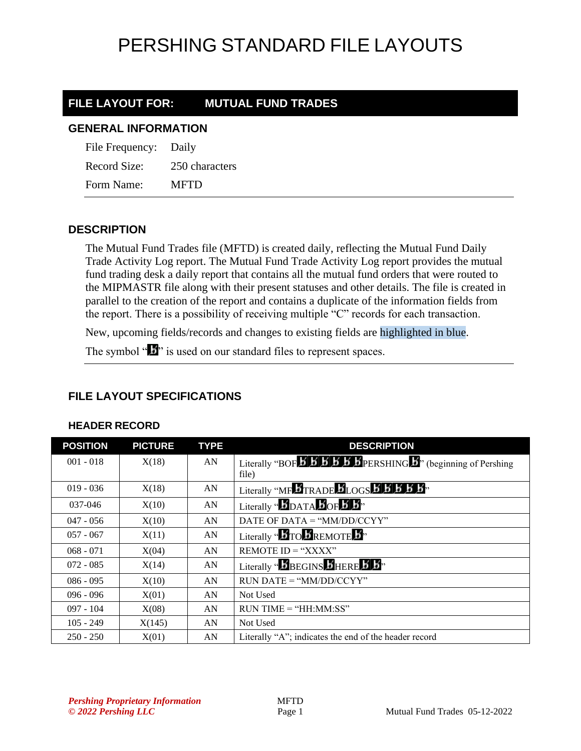# PERSHING STANDARD FILE LAYOUTS

## FILE LAYOUT FOR: MUTUAL FUND TRADES

### GENERAL INFORMATION

File Frequency: Daily

Record Size: 250 characters

Form Name: MFTD

### DESCRIPTION

The Mutual Fund Trades file (MFTD) is created daily, reflecting the Mutual Fund Daily Trade Activity Log report. The Mutual Fund Trade Activity Log report provides the mutual fund trading desk a daily report that contains all the mutual fund orders that were routed to the MIPMASTR file along with their present statuses and other details. The file is created in parallel to the creation of the report and contains a duplicate of the information fields from the report. There is a possibility of receiving multiple "C" records for each transaction.

New, upcoming fields/records and changes to existing fields are highlighted in blue.

The symbol "ƀ" is used on our standard files to represent spaces.

### FILE LAYOUT SPECIFICATIONS

#### HEADER RECORD

| POSITION | PICTURE | TYPE | DESCRIPTION |
|---|---|---|---|
| 001 - 018 | X(18) | AN | Literally "BOFƀƀƀƀƀƀPERSHINGƀ" (beginning of Pershing file) |
| 019 - 036 | X(18) | AN | Literally "MFƀTRADEƀLOGSƀƀƀƀƀ" |
| 037-046 | X(10) | AN | Literally "ƀDATAƀOFƀƀ" |
| 047 - 056 | X(10) | AN | DATE OF DATA = "MM/DD/CCYY" |
| 057 - 067 | X(11) | AN | Literally "ƀTOƀREMOTEƀ" |
| 068 - 071 | X(04) | AN | REMOTE ID = "XXXX" |
| 072 - 085 | X(14) | AN | Literally "ƀBEGINSƀHEREƀƀ" |
| 086 - 095 | X(10) | AN | RUN DATE = "MM/DD/CCYY" |
| 096 - 096 | X(01) | AN | Not Used |
| 097 - 104 | X(08) | AN | RUN TIME = "HH:MM:SS" |
| 105 - 249 | X(145) | AN | Not Used |
| 250 - 250 | X(01) | AN | Literally "A"; indicates the end of the header record |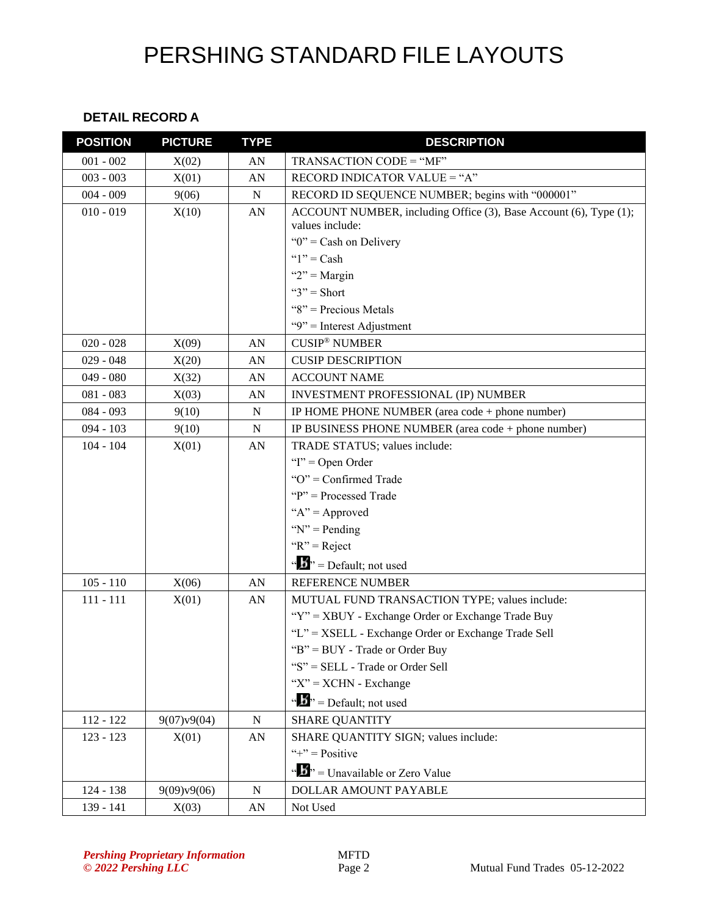# PERSHING STANDARD FILE LAYOUTS

### DETAIL RECORD A

| POSITION | PICTURE | TYPE | DESCRIPTION |
|---|---|---|---|
| 001 - 002 | X(02) | AN | TRANSACTION CODE = “MF” |
| 003 - 003 | X(01) | AN | RECORD INDICATOR VALUE = “A” |
| 004 - 009 | 9(06) | N | RECORD ID SEQUENCE NUMBER; begins with “000001” |
| 010 - 019 | X(10) | AN | ACCOUNT NUMBER, including Office (3), Base Account (6), Type (1); values include:<br>“0” = Cash on Delivery<br>“1” = Cash<br>“2” = Margin<br>“3” = Short<br>“8” = Precious Metals<br>“9” = Interest Adjustment |
| 020 - 028 | X(09) | AN | CUSIP® NUMBER |
| 029 - 048 | X(20) | AN | CUSIP DESCRIPTION |
| 049 - 080 | X(32) | AN | ACCOUNT NAME |
| 081 - 083 | X(03) | AN | INVESTMENT PROFESSIONAL (IP) NUMBER |
| 084 - 093 | 9(10) | N | IP HOME PHONE NUMBER (area code + phone number) |
| 094 - 103 | 9(10) | N | IP BUSINESS PHONE NUMBER (area code + phone number) |
| 104 - 104 | X(01) | AN | TRADE STATUS; values include:<br>“I” = Open Order<br>“O” = Confirmed Trade<br>“P” = Processed Trade<br>“A” = Approved<br>“N” = Pending<br>“R” = Reject<br>“ƀ” = Default; not used |
| 105 - 110 | X(06) | AN | REFERENCE NUMBER |
| 111 - 111 | X(01) | AN | MUTUAL FUND TRANSACTION TYPE; values include:<br>“Y” = XBUY - Exchange Order or Exchange Trade Buy<br>“L” = XSELL - Exchange Order or Exchange Trade Sell<br>“B” = BUY - Trade or Order Buy<br>“S” = SELL - Trade or Order Sell<br>“X” = XCHN - Exchange<br>“ƀ” = Default; not used |
| 112 - 122 | 9(07)v9(04) | N | SHARE QUANTITY |
| 123 - 123 | X(01) | AN | SHARE QUANTITY SIGN; values include:<br>“+” = Positive<br>“ƀ” = Unavailable or Zero Value |
| 124 - 138 | 9(09)v9(06) | N | DOLLAR AMOUNT PAYABLE |
| 139 - 141 | X(03) | AN | Not Used |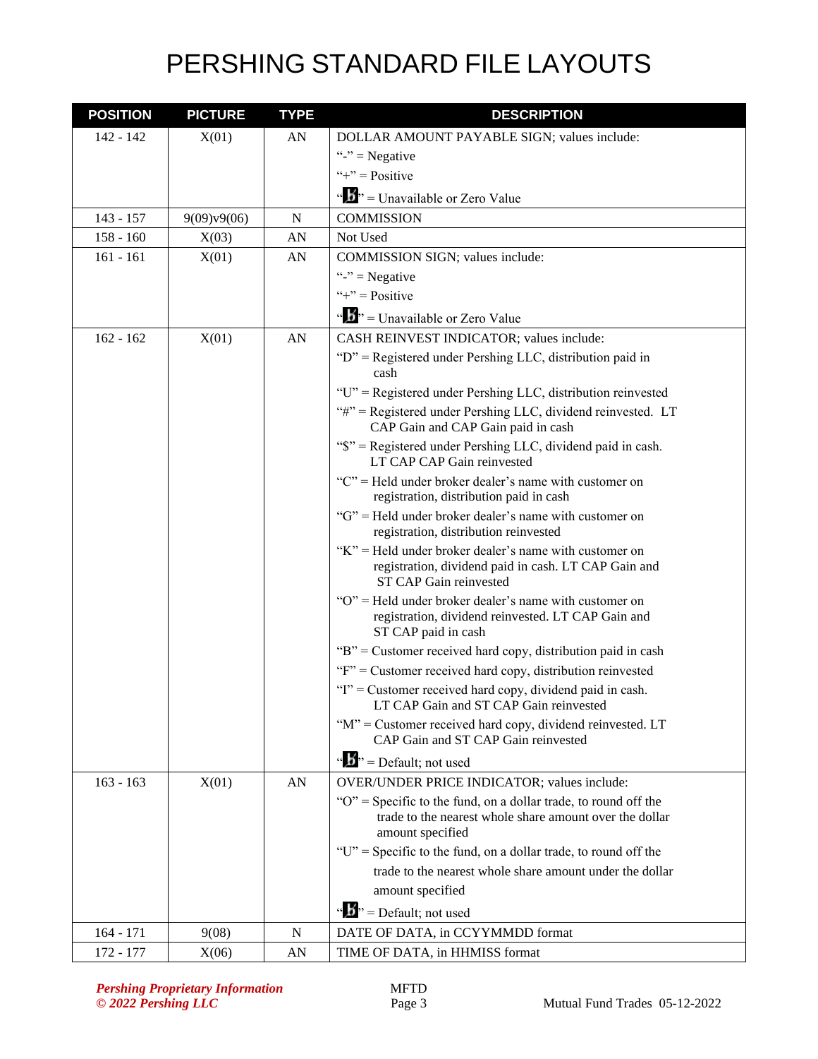# PERSHING STANDARD FILE LAYOUTS

| POSITION | PICTURE | TYPE | DESCRIPTION |
|---|---|---|---|
| 142 - 142 | X(01) | AN | DOLLAR AMOUNT PAYABLE SIGN; values include:<br>"-" = Negative<br>"+" = Positive<br>"b̸" = Unavailable or Zero Value |
| 143 - 157 | 9(09)v9(06) | N | COMMISSION |
| 158 - 160 | X(03) | AN | Not Used |
| 161 - 161 | X(01) | AN | COMMISSION SIGN; values include:<br>"-" = Negative<br>"+" = Positive<br>"b̸" = Unavailable or Zero Value |
| 162 - 162 | X(01) | AN | CASH REINVEST INDICATOR; values include:<br>"D" = Registered under Pershing LLC, distribution paid in cash<br>"U" = Registered under Pershing LLC, distribution reinvested<br>"#" = Registered under Pershing LLC, dividend reinvested. LT CAP Gain and CAP Gain paid in cash<br>"$" = Registered under Pershing LLC, dividend paid in cash. LT CAP CAP Gain reinvested<br>"C" = Held under broker dealer's name with customer on registration, distribution paid in cash<br>"G" = Held under broker dealer's name with customer on registration, distribution reinvested<br>"K" = Held under broker dealer's name with customer on registration, dividend paid in cash. LT CAP Gain and ST CAP Gain reinvested<br>"O" = Held under broker dealer's name with customer on registration, dividend reinvested. LT CAP Gain and ST CAP paid in cash<br>"B" = Customer received hard copy, distribution paid in cash<br>"F" = Customer received hard copy, distribution reinvested<br>"I" = Customer received hard copy, dividend paid in cash. LT CAP Gain and ST CAP Gain reinvested<br>"M" = Customer received hard copy, dividend reinvested. LT CAP Gain and ST CAP Gain reinvested<br>"b̸" = Default; not used |
| 163 - 163 | X(01) | AN | OVER/UNDER PRICE INDICATOR; values include:<br>"O" = Specific to the fund, on a dollar trade, to round off the trade to the nearest whole share amount over the dollar amount specified<br>"U" = Specific to the fund, on a dollar trade, to round off the trade to the nearest whole share amount under the dollar amount specified<br>"b̸" = Default; not used |
| 164 - 171 | 9(08) | N | DATE OF DATA, in CCYYMMDD format |
| 172 - 177 | X(06) | AN | TIME OF DATA, in HHMISS format |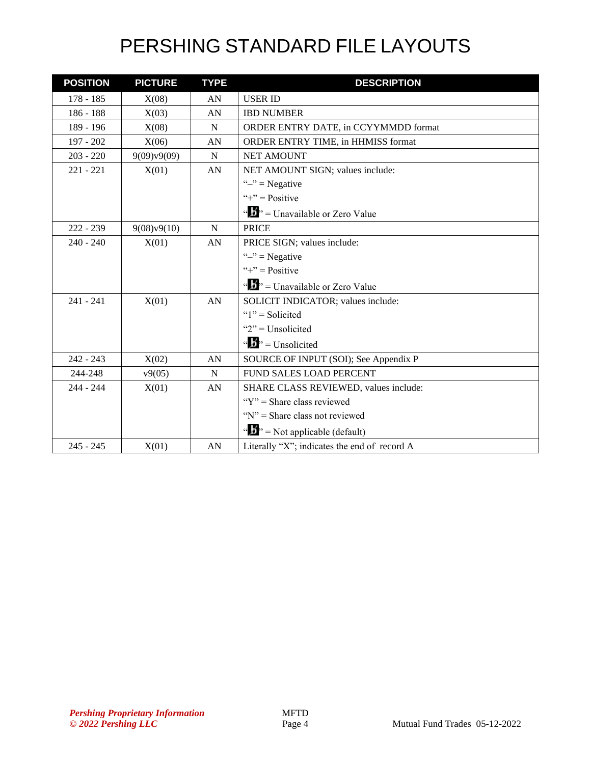# PERSHING STANDARD FILE LAYOUTS

| POSITION | PICTURE | TYPE | DESCRIPTION |
|---|---|---|---|
| 178 - 185 | X(08) | AN | USER ID |
| 186 - 188 | X(03) | AN | IBD NUMBER |
| 189 - 196 | X(08) | N | ORDER ENTRY DATE, in CCYYMMDD format |
| 197 - 202 | X(06) | AN | ORDER ENTRY TIME, in HHMISS format |
| 203 - 220 | 9(09)v9(09) | N | NET AMOUNT |
| 221 - 221 | X(01) | AN | NET AMOUNT SIGN; values include:<br>"–" = Negative<br>"+" = Positive<br>"b̸" = Unavailable or Zero Value |
| 222 - 239 | 9(08)v9(10) | N | PRICE |
| 240 - 240 | X(01) | AN | PRICE SIGN; values include:<br>"–" = Negative<br>"+" = Positive<br>"b̸" = Unavailable or Zero Value |
| 241 - 241 | X(01) | AN | SOLICIT INDICATOR; values include:<br>"1" = Solicited<br>"2" = Unsolicited<br>"b̸" = Unsolicited |
| 242 - 243 | X(02) | AN | SOURCE OF INPUT (SOI); See Appendix P |
| 244-248 | v9(05) | N | FUND SALES LOAD PERCENT |
| 244 - 244 | X(01) | AN | SHARE CLASS REVIEWED, values include:<br>"Y" = Share class reviewed<br>"N" = Share class not reviewed<br>"b̸" = Not applicable (default) |
| 245 - 245 | X(01) | AN | Literally "X"; indicates the end of record A |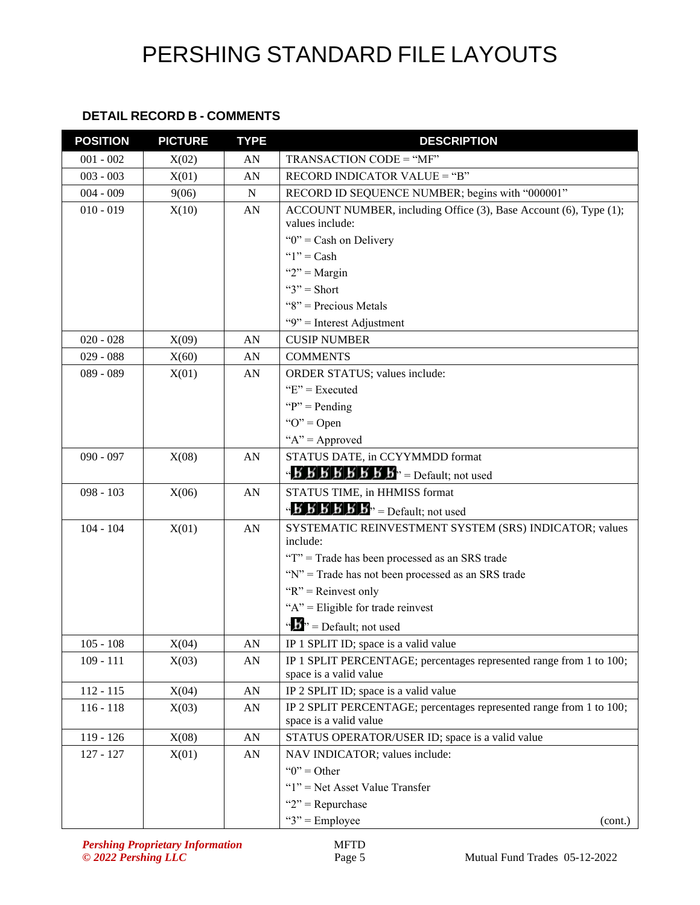# PERSHING STANDARD FILE LAYOUTS

### DETAIL RECORD B - COMMENTS

| POSITION | PICTURE | TYPE | DESCRIPTION |
|---|---|---|---|
| 001 - 002 | X(02) | AN | TRANSACTION CODE = "MF" |
| 003 - 003 | X(01) | AN | RECORD INDICATOR VALUE = "B" |
| 004 - 009 | 9(06) | N | RECORD ID SEQUENCE NUMBER; begins with "000001" |
| 010 - 019 | X(10) | AN | ACCOUNT NUMBER, including Office (3), Base Account (6), Type (1); values include:<br>"0" = Cash on Delivery<br>"1" = Cash<br>"2" = Margin<br>"3" = Short<br>"8" = Precious Metals<br>"9" = Interest Adjustment |
| 020 - 028 | X(09) | AN | CUSIP NUMBER |
| 029 - 088 | X(60) | AN | COMMENTS |
| 089 - 089 | X(01) | AN | ORDER STATUS; values include:<br>"E" = Executed<br>"P" = Pending<br>"O" = Open<br>"A" = Approved |
| 090 - 097 | X(08) | AN | STATUS DATE, in CCYYMMDD format<br>"ƀƀƀƀƀƀƀƀ" = Default; not used |
| 098 - 103 | X(06) | AN | STATUS TIME, in HHMISS format<br>"ƀƀƀƀƀƀ" = Default; not used |
| 104 - 104 | X(01) | AN | SYSTEMATIC REINVESTMENT SYSTEM (SRS) INDICATOR; values include:<br>"T" = Trade has been processed as an SRS trade<br>"N" = Trade has not been processed as an SRS trade<br>"R" = Reinvest only<br>"A" = Eligible for trade reinvest<br>"ƀ" = Default; not used |
| 105 - 108 | X(04) | AN | IP 1 SPLIT ID; space is a valid value |
| 109 - 111 | X(03) | AN | IP 1 SPLIT PERCENTAGE; percentages represented range from 1 to 100; space is a valid value |
| 112 - 115 | X(04) | AN | IP 2 SPLIT ID; space is a valid value |
| 116 - 118 | X(03) | AN | IP 2 SPLIT PERCENTAGE; percentages represented range from 1 to 100; space is a valid value |
| 119 - 126 | X(08) | AN | STATUS OPERATOR/USER ID; space is a valid value |
| 127 - 127 | X(01) | AN | NAV INDICATOR; values include:<br>"0" = Other<br>"1" = Net Asset Value Transfer<br>"2" = Repurchase<br>"3" = Employee (cont.) |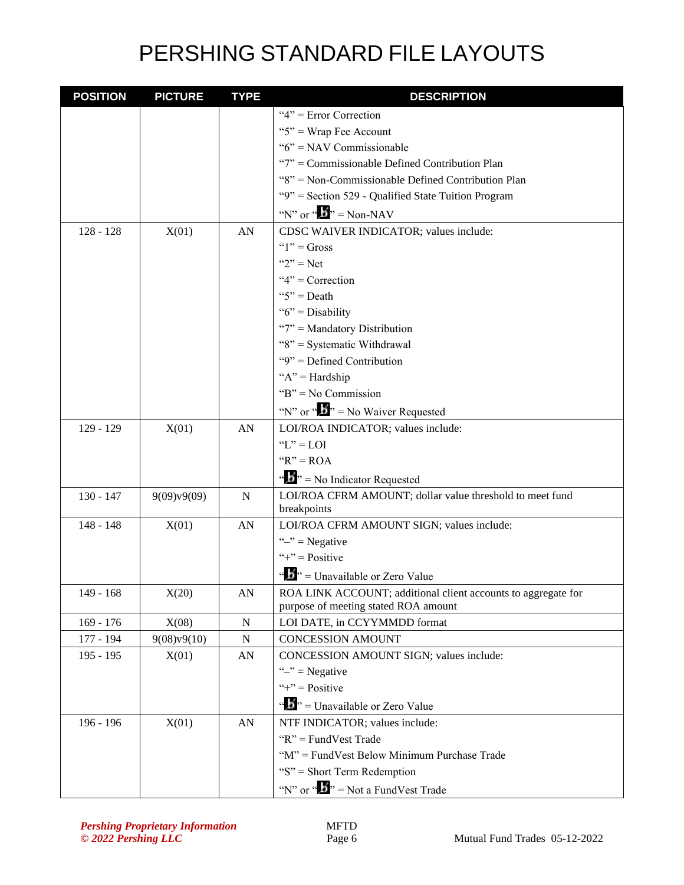# PERSHING STANDARD FILE LAYOUTS

| POSITION | PICTURE | TYPE | DESCRIPTION |
|---|---|---|---|
| | | | "4" = Error Correction<br>"5" = Wrap Fee Account<br>"6" = NAV Commissionable<br>"7" = Commissionable Defined Contribution Plan<br>"8" = Non-Commissionable Defined Contribution Plan<br>"9" = Section 529 - Qualified State Tuition Program<br>"N" or "b̸" = Non-NAV |
| 128 - 128 | X(01) | AN | CDSC WAIVER INDICATOR; values include:<br>"1" = Gross<br>"2" = Net<br>"4" = Correction<br>"5" = Death<br>"6" = Disability<br>"7" = Mandatory Distribution<br>"8" = Systematic Withdrawal<br>"9" = Defined Contribution<br>"A" = Hardship<br>"B" = No Commission<br>"N" or "b̸" = No Waiver Requested |
| 129 - 129 | X(01) | AN | LOI/ROA INDICATOR; values include:<br>"L" = LOI<br>"R" = ROA<br>"b̸" = No Indicator Requested |
| 130 - 147 | 9(09)v9(09) | N | LOI/ROA CFRM AMOUNT; dollar value threshold to meet fund breakpoints |
| 148 - 148 | X(01) | AN | LOI/ROA CFRM AMOUNT SIGN; values include:<br>"–" = Negative<br>"+" = Positive<br>"b̸" = Unavailable or Zero Value |
| 149 - 168 | X(20) | AN | ROA LINK ACCOUNT; additional client accounts to aggregate for purpose of meeting stated ROA amount |
| 169 - 176 | X(08) | N | LOI DATE, in CCYYMMDD format |
| 177 - 194 | 9(08)v9(10) | N | CONCESSION AMOUNT |
| 195 - 195 | X(01) | AN | CONCESSION AMOUNT SIGN; values include:<br>"–" = Negative<br>"+" = Positive<br>"b̸" = Unavailable or Zero Value |
| 196 - 196 | X(01) | AN | NTF INDICATOR; values include:<br>"R" = FundVest Trade<br>"M" = FundVest Below Minimum Purchase Trade<br>"S" = Short Term Redemption<br>"N" or "b̸" = Not a FundVest Trade |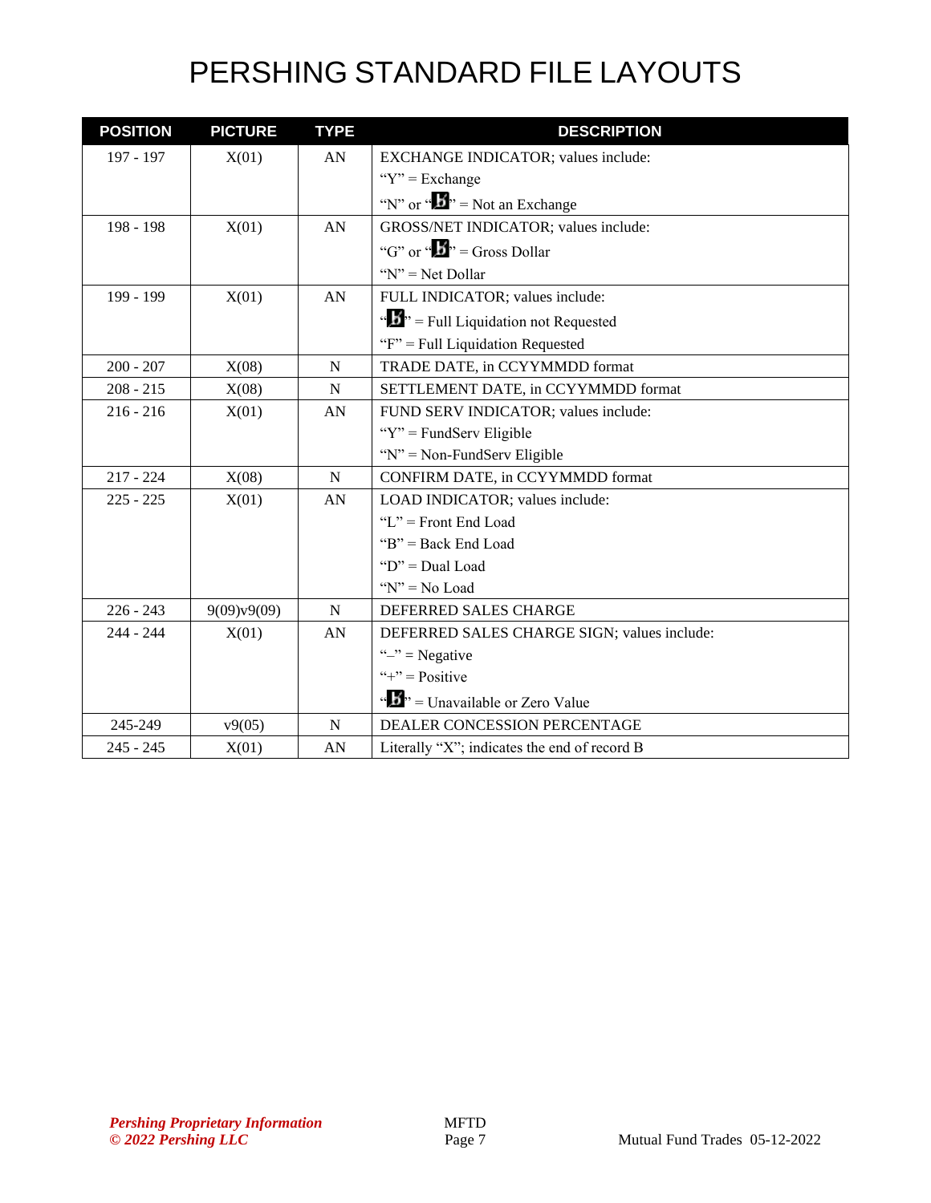# PERSHING STANDARD FILE LAYOUTS

| POSITION | PICTURE | TYPE | DESCRIPTION |
|---|---|---|---|
| 197 - 197 | X(01) | AN | EXCHANGE INDICATOR; values include:<br>"Y" = Exchange<br>"N" or "b̸" = Not an Exchange |
| 198 - 198 | X(01) | AN | GROSS/NET INDICATOR; values include:<br>"G" or "b̸" = Gross Dollar<br>"N" = Net Dollar |
| 199 - 199 | X(01) | AN | FULL INDICATOR; values include:<br>"b̸" = Full Liquidation not Requested<br>"F" = Full Liquidation Requested |
| 200 - 207 | X(08) | N | TRADE DATE, in CCYYMMDD format |
| 208 - 215 | X(08) | N | SETTLEMENT DATE, in CCYYMMDD format |
| 216 - 216 | X(01) | AN | FUND SERV INDICATOR; values include:<br>"Y" = FundServ Eligible<br>"N" = Non-FundServ Eligible |
| 217 - 224 | X(08) | N | CONFIRM DATE, in CCYYMMDD format |
| 225 - 225 | X(01) | AN | LOAD INDICATOR; values include:<br>"L" = Front End Load<br>"B" = Back End Load<br>"D" = Dual Load<br>"N" = No Load |
| 226 - 243 | 9(09)v9(09) | N | DEFERRED SALES CHARGE |
| 244 - 244 | X(01) | AN | DEFERRED SALES CHARGE SIGN; values include:<br>"–" = Negative<br>"+" = Positive<br>"b̸" = Unavailable or Zero Value |
| 245-249 | v9(05) | N | DEALER CONCESSION PERCENTAGE |
| 245 - 245 | X(01) | AN | Literally "X"; indicates the end of record B |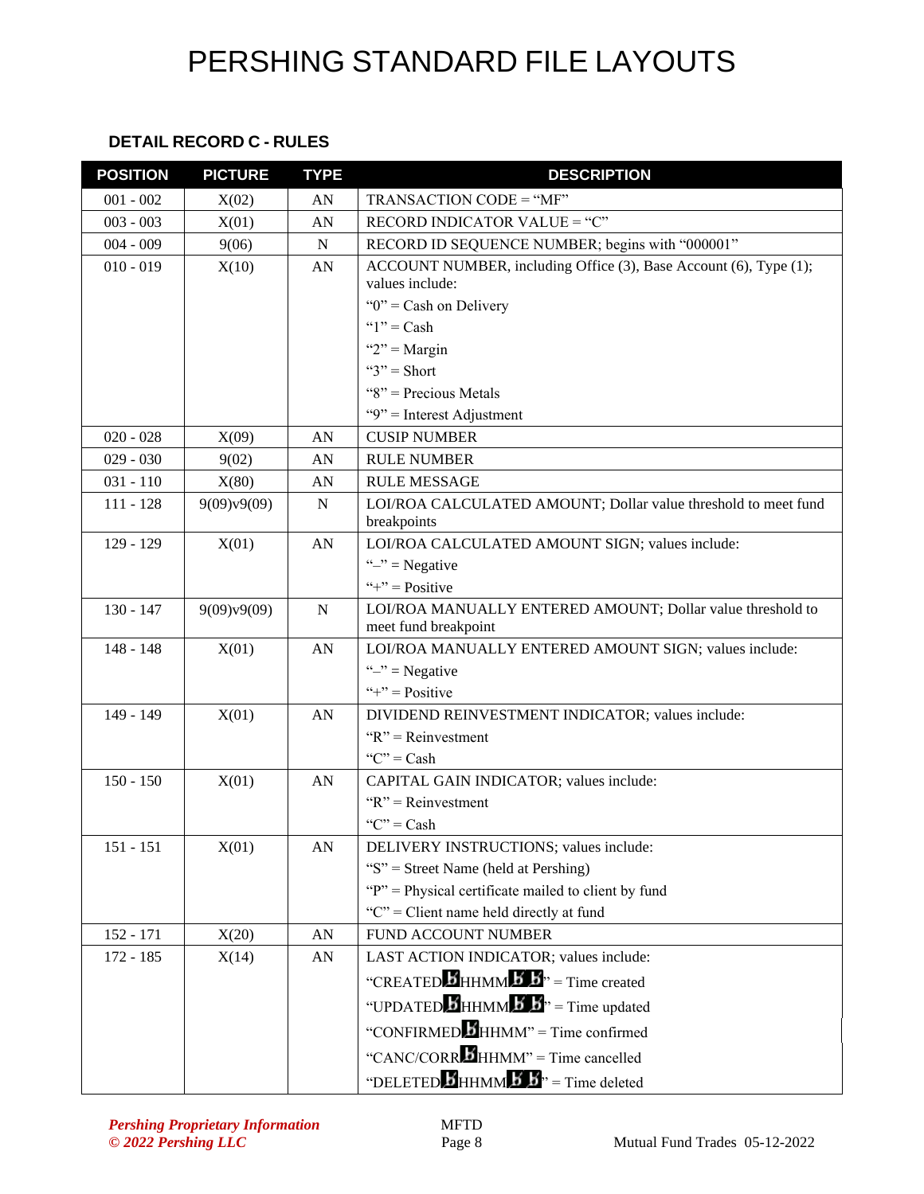## DETAIL RECORD C - RULES

| POSITION | PICTURE | TYPE | DESCRIPTION |
|---|---|---|---|
| 001 - 002 | X(02) | AN | TRANSACTION CODE = "MF" |
| 003 - 003 | X(01) | AN | RECORD INDICATOR VALUE = "C" |
| 004 - 009 | 9(06) | N | RECORD ID SEQUENCE NUMBER; begins with "000001" |
| 010 - 019 | X(10) | AN | ACCOUNT NUMBER, including Office (3), Base Account (6), Type (1); values include:<br>"0" = Cash on Delivery<br>"1" = Cash<br>"2" = Margin<br>"3" = Short<br>"8" = Precious Metals<br>"9" = Interest Adjustment |
| 020 - 028 | X(09) | AN | CUSIP NUMBER |
| 029 - 030 | 9(02) | AN | RULE NUMBER |
| 031 - 110 | X(80) | AN | RULE MESSAGE |
| 111 - 128 | 9(09)v9(09) | N | LOI/ROA CALCULATED AMOUNT; Dollar value threshold to meet fund breakpoints |
| 129 - 129 | X(01) | AN | LOI/ROA CALCULATED AMOUNT SIGN; values include:<br>"–" = Negative<br>"+" = Positive |
| 130 - 147 | 9(09)v9(09) | N | LOI/ROA MANUALLY ENTERED AMOUNT; Dollar value threshold to meet fund breakpoint |
| 148 - 148 | X(01) | AN | LOI/ROA MANUALLY ENTERED AMOUNT SIGN; values include:<br>"–" = Negative<br>"+" = Positive |
| 149 - 149 | X(01) | AN | DIVIDEND REINVESTMENT INDICATOR; values include:<br>"R" = Reinvestment<br>"C" = Cash |
| 150 - 150 | X(01) | AN | CAPITAL GAIN INDICATOR; values include:<br>"R" = Reinvestment<br>"C" = Cash |
| 151 - 151 | X(01) | AN | DELIVERY INSTRUCTIONS; values include:<br>"S" = Street Name (held at Pershing)<br>"P" = Physical certificate mailed to client by fund<br>"C" = Client name held directly at fund |
| 152 - 171 | X(20) | AN | FUND ACCOUNT NUMBER |
| 172 - 185 | X(14) | AN | LAST ACTION INDICATOR; values include:<br>"CREATED b HHMM b b" = Time created<br>"UPDATED b HHMM b b" = Time updated<br>"CONFIRMED b HHMM" = Time confirmed<br>"CANC/CORR b HHMM" = Time cancelled<br>"DELETED b HHMM b b" = Time deleted |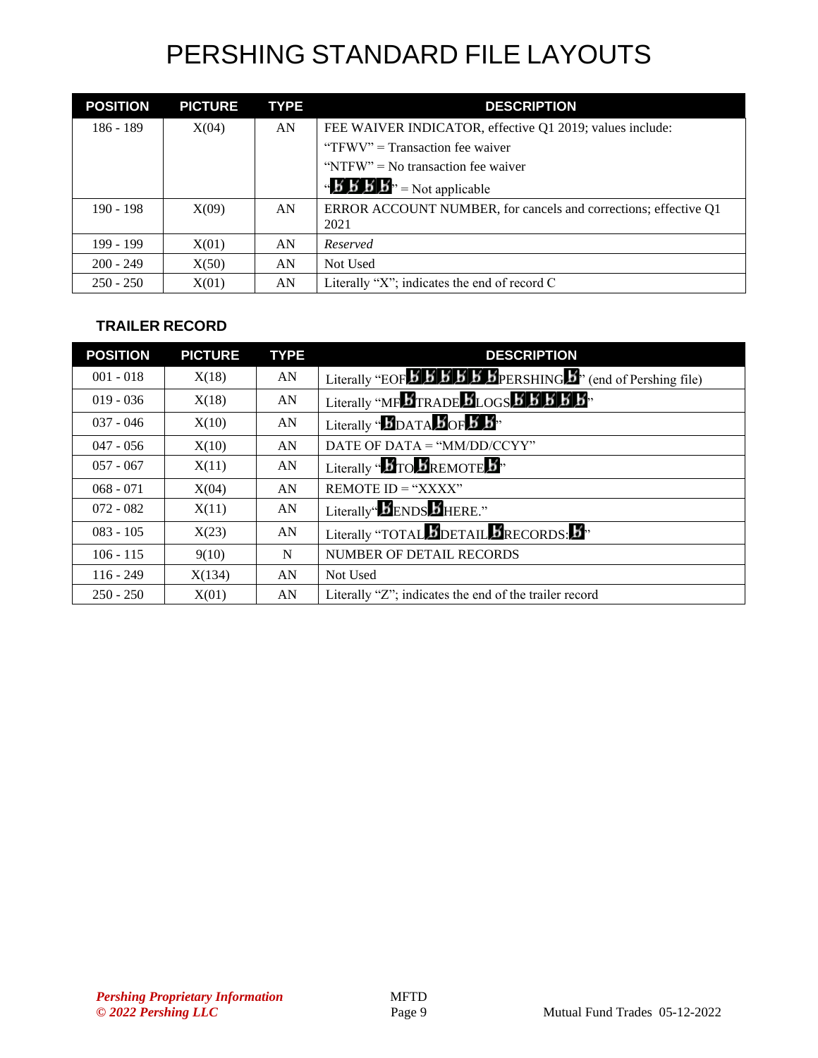| POSITION | PICTURE | TYPE | DESCRIPTION |
|---|---|---|---|
| 186 - 189 | X(04) | AN | FEE WAIVER INDICATOR, effective Q1 2019; values include:<br>“TFWV” = Transaction fee waiver<br>“NTFW” = No transaction fee waiver<br>“ƀƀƀƀ” = Not applicable |
| 190 - 198 | X(09) | AN | ERROR ACCOUNT NUMBER, for cancels and corrections; effective Q1 2021 |
| 199 - 199 | X(01) | AN | *Reserved* |
| 200 - 249 | X(50) | AN | Not Used |
| 250 - 250 | X(01) | AN | Literally “X”; indicates the end of record C |

### TRAILER RECORD

| POSITION | PICTURE | TYPE | DESCRIPTION |
|---|---|---|---|
| 001 - 018 | X(18) | AN | Literally “EOFƀƀƀƀƀƀPERSHINGƀ” (end of Pershing file) |
| 019 - 036 | X(18) | AN | Literally “MFƀTRADEƀLOGSƀƀƀƀƀ” |
| 037 - 046 | X(10) | AN | Literally “ƀDATAƀOFƀƀ” |
| 047 - 056 | X(10) | AN | DATE OF DATA = “MM/DD/CCYY” |
| 057 - 067 | X(11) | AN | Literally “ƀTOƀREMOTEƀ” |
| 068 - 071 | X(04) | AN | REMOTE ID = “XXXX” |
| 072 - 082 | X(11) | AN | Literally“ƀENDSƀHERE.” |
| 083 - 105 | X(23) | AN | Literally “TOTALƀDETAILƀRECORDS:ƀ” |
| 106 - 115 | 9(10) | N | NUMBER OF DETAIL RECORDS |
| 116 - 249 | X(134) | AN | Not Used |
| 250 - 250 | X(01) | AN | Literally “Z”; indicates the end of the trailer record |